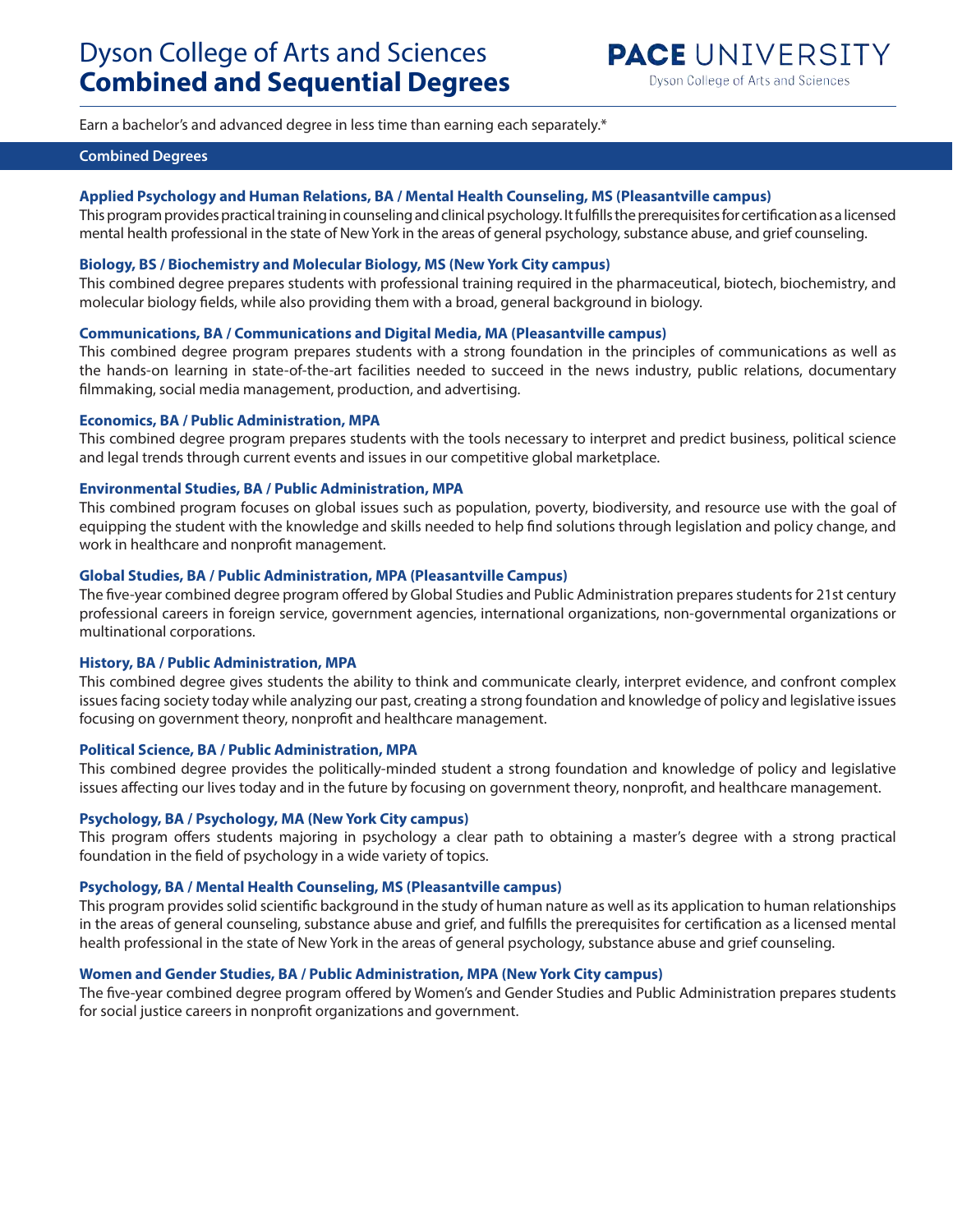# Dyson College of Arts and Sciences
# **Combined and Sequential Degrees**

PACE UNIVERSITY
Dyson College of Arts and Sciences

Earn a bachelor's and advanced degree in less time than earning each separately.*

## Combined Degrees

### Applied Psychology and Human Relations, BA / Mental Health Counseling, MS (Pleasantville campus)

This program provides practical training in counseling and clinical psychology. It fulfills the prerequisites for certification as a licensed mental health professional in the state of New York in the areas of general psychology, substance abuse, and grief counseling.

### Biology, BS / Biochemistry and Molecular Biology, MS (New York City campus)

This combined degree prepares students with professional training required in the pharmaceutical, biotech, biochemistry, and molecular biology fields, while also providing them with a broad, general background in biology.

### Communications, BA / Communications and Digital Media, MA (Pleasantville campus)

This combined degree program prepares students with a strong foundation in the principles of communications as well as the hands-on learning in state-of-the-art facilities needed to succeed in the news industry, public relations, documentary filmmaking, social media management, production, and advertising.

### Economics, BA / Public Administration, MPA

This combined degree program prepares students with the tools necessary to interpret and predict business, political science and legal trends through current events and issues in our competitive global marketplace.

### Environmental Studies, BA / Public Administration, MPA

This combined program focuses on global issues such as population, poverty, biodiversity, and resource use with the goal of equipping the student with the knowledge and skills needed to help find solutions through legislation and policy change, and work in healthcare and nonprofit management.

### Global Studies, BA / Public Administration, MPA (Pleasantville Campus)

The five-year combined degree program offered by Global Studies and Public Administration prepares students for 21st century professional careers in foreign service, government agencies, international organizations, non-governmental organizations or multinational corporations.

### History, BA / Public Administration, MPA

This combined degree gives students the ability to think and communicate clearly, interpret evidence, and confront complex issues facing society today while analyzing our past, creating a strong foundation and knowledge of policy and legislative issues focusing on government theory, nonprofit and healthcare management.

### Political Science, BA / Public Administration, MPA

This combined degree provides the politically-minded student a strong foundation and knowledge of policy and legislative issues affecting our lives today and in the future by focusing on government theory, nonprofit, and healthcare management.

### Psychology, BA / Psychology, MA (New York City campus)

This program offers students majoring in psychology a clear path to obtaining a master's degree with a strong practical foundation in the field of psychology in a wide variety of topics.

### Psychology, BA / Mental Health Counseling, MS (Pleasantville campus)

This program provides solid scientific background in the study of human nature as well as its application to human relationships in the areas of general counseling, substance abuse and grief, and fulfills the prerequisites for certification as a licensed mental health professional in the state of New York in the areas of general psychology, substance abuse and grief counseling.

### Women and Gender Studies, BA / Public Administration, MPA (New York City campus)

The five-year combined degree program offered by Women's and Gender Studies and Public Administration prepares students for social justice careers in nonprofit organizations and government.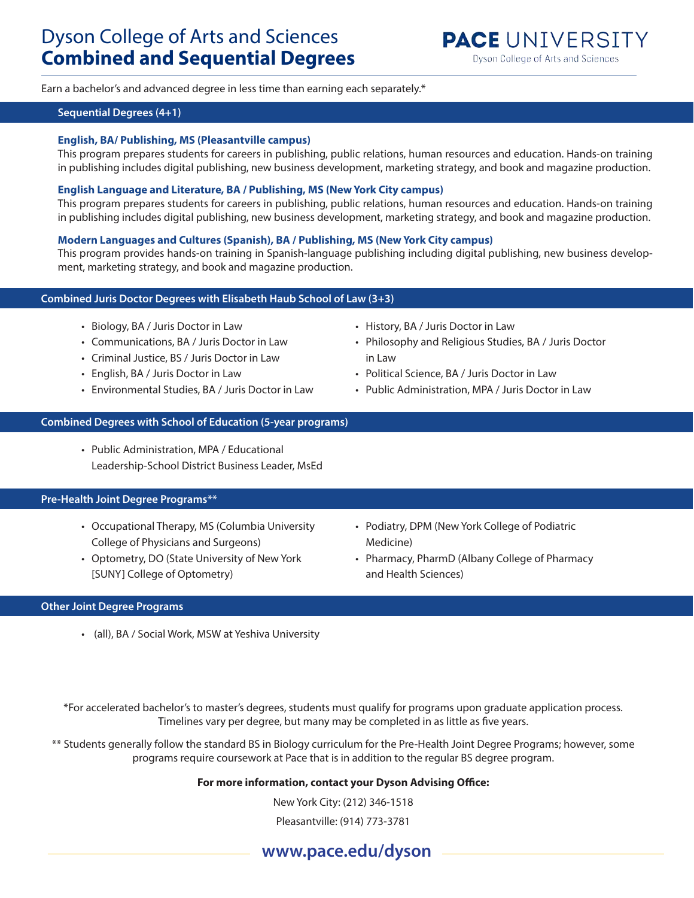# Dyson College of Arts and Sciences
# **Combined and Sequential Degrees**

PACE UNIVERSITY
Dyson College of Arts and Sciences

Earn a bachelor's and advanced degree in less time than earning each separately.*

## Sequential Degrees (4+1)

### English, BA/ Publishing, MS (Pleasantville campus)

This program prepares students for careers in publishing, public relations, human resources and education. Hands-on training in publishing includes digital publishing, new business development, marketing strategy, and book and magazine production.

### English Language and Literature, BA / Publishing, MS (New York City campus)

This program prepares students for careers in publishing, public relations, human resources and education. Hands-on training in publishing includes digital publishing, new business development, marketing strategy, and book and magazine production.

### Modern Languages and Cultures (Spanish), BA / Publishing, MS (New York City campus)

This program provides hands-on training in Spanish-language publishing including digital publishing, new business development, marketing strategy, and book and magazine production.

## Combined Juris Doctor Degrees with Elisabeth Haub School of Law (3+3)

- Biology, BA / Juris Doctor in Law
- Communications, BA / Juris Doctor in Law
- Criminal Justice, BS / Juris Doctor in Law
- English, BA / Juris Doctor in Law
- Environmental Studies, BA / Juris Doctor in Law
- History, BA / Juris Doctor in Law
- Philosophy and Religious Studies, BA / Juris Doctor in Law
- Political Science, BA / Juris Doctor in Law
- Public Administration, MPA / Juris Doctor in Law

## Combined Degrees with School of Education (5-year programs)

- Public Administration, MPA / Educational Leadership-School District Business Leader, MsEd

## Pre-Health Joint Degree Programs**

- Occupational Therapy, MS (Columbia University College of Physicians and Surgeons)
- Optometry, DO (State University of New York [SUNY] College of Optometry)
- Podiatry, DPM (New York College of Podiatric Medicine)
- Pharmacy, PharmD (Albany College of Pharmacy and Health Sciences)

## Other Joint Degree Programs

- (all), BA / Social Work, MSW at Yeshiva University

*For accelerated bachelor's to master's degrees, students must qualify for programs upon graduate application process. Timelines vary per degree, but many may be completed in as little as five years.

** Students generally follow the standard BS in Biology curriculum for the Pre-Health Joint Degree Programs; however, some programs require coursework at Pace that is in addition to the regular BS degree program.

**For more information, contact your Dyson Advising Office:**

New York City: (212) 346-1518

Pleasantville: (914) 773-3781

**www.pace.edu/dyson**